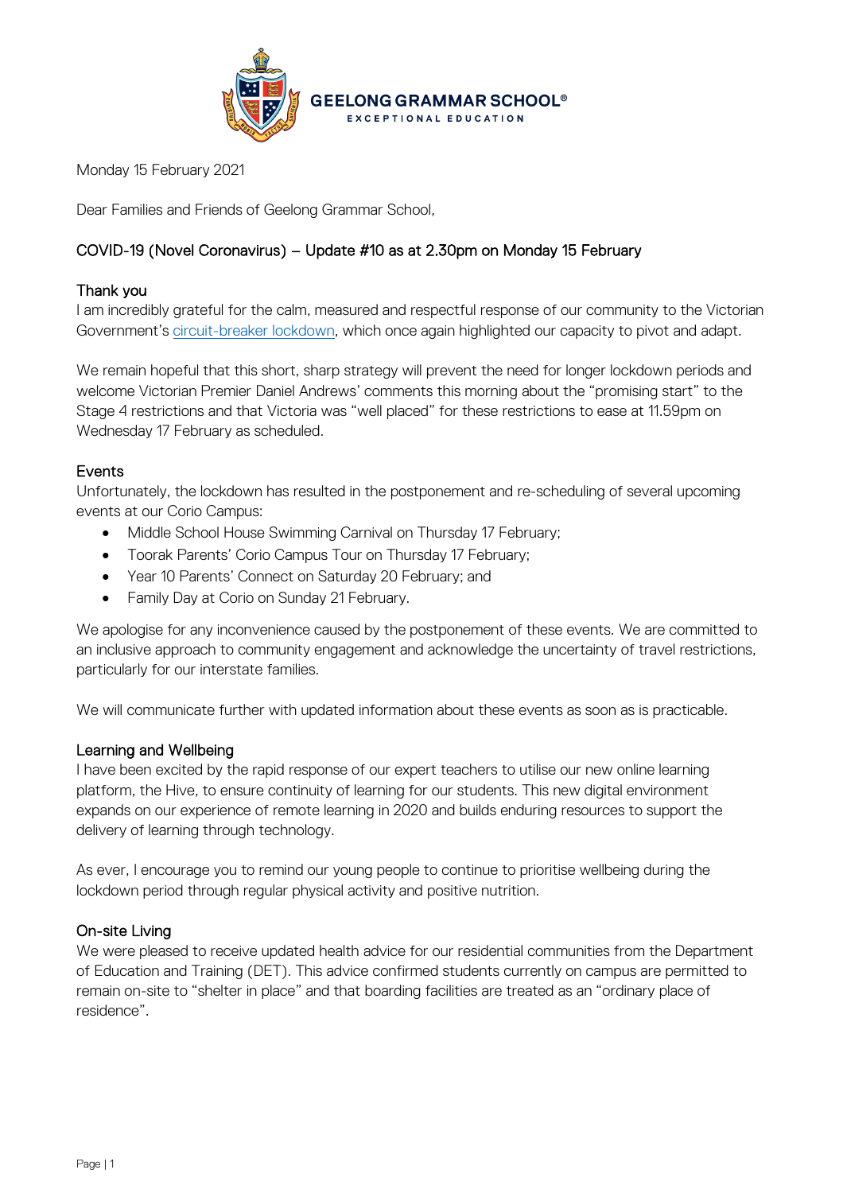**GEELONG GRAMMAR SCHOOL®**
EXCEPTIONAL EDUCATION

Monday 15 February 2021

Dear Families and Friends of Geelong Grammar School,

## COVID-19 (Novel Coronavirus) – Update #10 as at 2.30pm on Monday 15 February

### Thank you

I am incredibly grateful for the calm, measured and respectful response of our community to the Victorian Government's circuit-breaker lockdown, which once again highlighted our capacity to pivot and adapt.

We remain hopeful that this short, sharp strategy will prevent the need for longer lockdown periods and welcome Victorian Premier Daniel Andrews' comments this morning about the "promising start" to the Stage 4 restrictions and that Victoria was "well placed" for these restrictions to ease at 11.59pm on Wednesday 17 February as scheduled.

### Events

Unfortunately, the lockdown has resulted in the postponement and re-scheduling of several upcoming events at our Corio Campus:

- Middle School House Swimming Carnival on Thursday 17 February;
- Toorak Parents' Corio Campus Tour on Thursday 17 February;
- Year 10 Parents' Connect on Saturday 20 February; and
- Family Day at Corio on Sunday 21 February.

We apologise for any inconvenience caused by the postponement of these events. We are committed to an inclusive approach to community engagement and acknowledge the uncertainty of travel restrictions, particularly for our interstate families.

We will communicate further with updated information about these events as soon as is practicable.

### Learning and Wellbeing

I have been excited by the rapid response of our expert teachers to utilise our new online learning platform, the Hive, to ensure continuity of learning for our students. This new digital environment expands on our experience of remote learning in 2020 and builds enduring resources to support the delivery of learning through technology.

As ever, I encourage you to remind our young people to continue to prioritise wellbeing during the lockdown period through regular physical activity and positive nutrition.

### On-site Living

We were pleased to receive updated health advice for our residential communities from the Department of Education and Training (DET). This advice confirmed students currently on campus are permitted to remain on-site to "shelter in place" and that boarding facilities are treated as an "ordinary place of residence".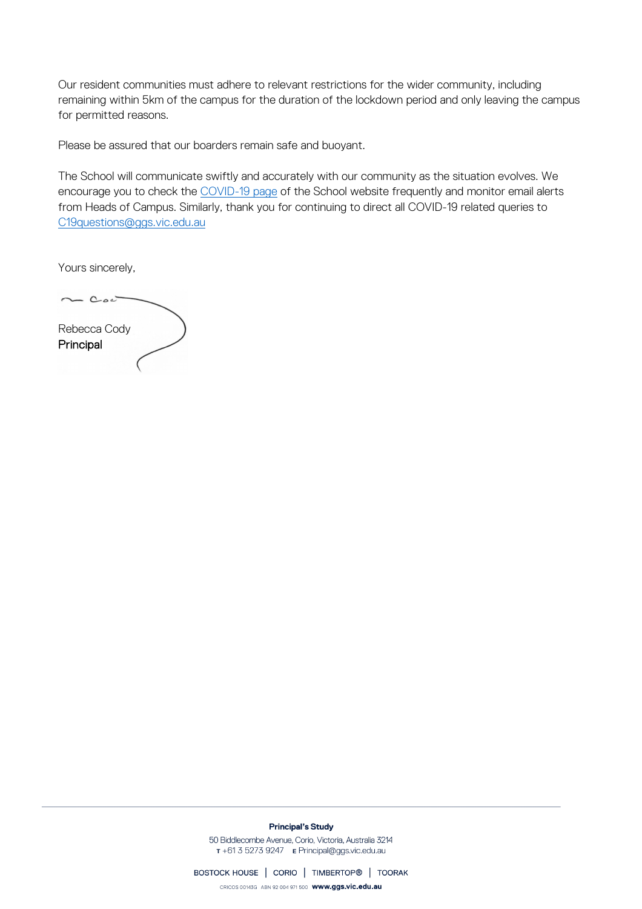Our resident communities must adhere to relevant restrictions for the wider community, including remaining within 5km of the campus for the duration of the lockdown period and only leaving the campus for permitted reasons.

Please be assured that our boarders remain safe and buoyant.

The School will communicate swiftly and accurately with our community as the situation evolves. We encourage you to check the COVID-19 page of the School website frequently and monitor email alerts from Heads of Campus. Similarly, thank you for continuing to direct all COVID-19 related queries to C19questions@ggs.vic.edu.au

Yours sincerely,

Rebecca Cody
**Principal**

**Principal's Study**

50 Biddlecombe Avenue, Corio, Victoria, Australia 3214
T +61 3 5273 9247 E Principal@ggs.vic.edu.au

BOSTOCK HOUSE | CORIO | TIMBERTOP® | TOORAK

CRICOS 00143G ABN 92 004 971 500 **www.ggs.vic.edu.au**